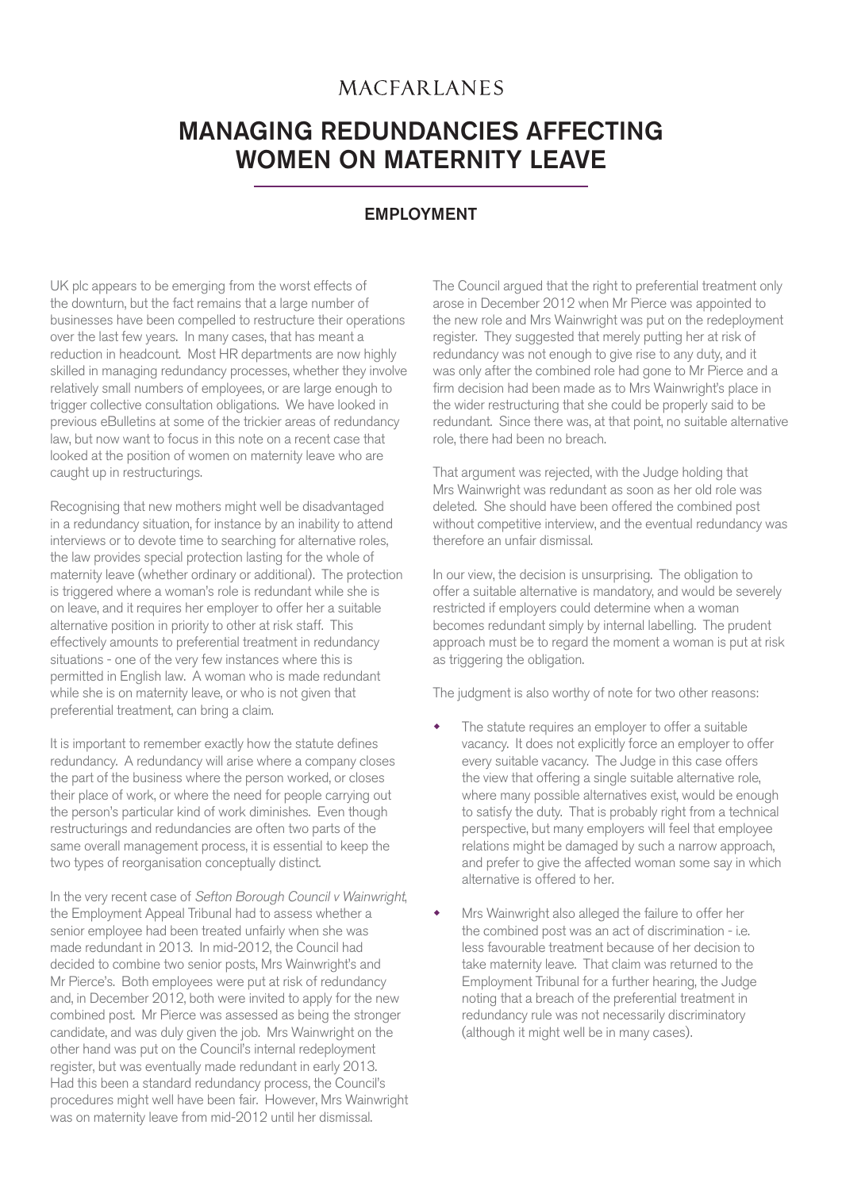MACFARLANES

# MANAGING REDUNDANCIES AFFECTING WOMEN ON MATERNITY LEAVE

## EMPLOYMENT

UK plc appears to be emerging from the worst effects of the downturn, but the fact remains that a large number of businesses have been compelled to restructure their operations over the last few years. In many cases, that has meant a reduction in headcount. Most HR departments are now highly skilled in managing redundancy processes, whether they involve relatively small numbers of employees, or are large enough to trigger collective consultation obligations. We have looked in previous eBulletins at some of the trickier areas of redundancy law, but now want to focus in this note on a recent case that looked at the position of women on maternity leave who are caught up in restructurings.

Recognising that new mothers might well be disadvantaged in a redundancy situation, for instance by an inability to attend interviews or to devote time to searching for alternative roles, the law provides special protection lasting for the whole of maternity leave (whether ordinary or additional). The protection is triggered where a woman's role is redundant while she is on leave, and it requires her employer to offer her a suitable alternative position in priority to other at risk staff. This effectively amounts to preferential treatment in redundancy situations - one of the very few instances where this is permitted in English law. A woman who is made redundant while she is on maternity leave, or who is not given that preferential treatment, can bring a claim.

It is important to remember exactly how the statute defines redundancy. A redundancy will arise where a company closes the part of the business where the person worked, or closes their place of work, or where the need for people carrying out the person's particular kind of work diminishes. Even though restructurings and redundancies are often two parts of the same overall management process, it is essential to keep the two types of reorganisation conceptually distinct.

In the very recent case of *Sefton Borough Council v Wainwright*, the Employment Appeal Tribunal had to assess whether a senior employee had been treated unfairly when she was made redundant in 2013. In mid-2012, the Council had decided to combine two senior posts, Mrs Wainwright's and Mr Pierce's. Both employees were put at risk of redundancy and, in December 2012, both were invited to apply for the new combined post. Mr Pierce was assessed as being the stronger candidate, and was duly given the job. Mrs Wainwright on the other hand was put on the Council's internal redeployment register, but was eventually made redundant in early 2013. Had this been a standard redundancy process, the Council's procedures might well have been fair. However, Mrs Wainwright was on maternity leave from mid-2012 until her dismissal.

The Council argued that the right to preferential treatment only arose in December 2012 when Mr Pierce was appointed to the new role and Mrs Wainwright was put on the redeployment register. They suggested that merely putting her at risk of redundancy was not enough to give rise to any duty, and it was only after the combined role had gone to Mr Pierce and a firm decision had been made as to Mrs Wainwright's place in the wider restructuring that she could be properly said to be redundant. Since there was, at that point, no suitable alternative role, there had been no breach.

That argument was rejected, with the Judge holding that Mrs Wainwright was redundant as soon as her old role was deleted. She should have been offered the combined post without competitive interview, and the eventual redundancy was therefore an unfair dismissal.

In our view, the decision is unsurprising. The obligation to offer a suitable alternative is mandatory, and would be severely restricted if employers could determine when a woman becomes redundant simply by internal labelling. The prudent approach must be to regard the moment a woman is put at risk as triggering the obligation.

The judgment is also worthy of note for two other reasons:

- The statute requires an employer to offer a suitable vacancy. It does not explicitly force an employer to offer every suitable vacancy. The Judge in this case offers the view that offering a single suitable alternative role, where many possible alternatives exist, would be enough to satisfy the duty. That is probably right from a technical perspective, but many employers will feel that employee relations might be damaged by such a narrow approach, and prefer to give the affected woman some say in which alternative is offered to her.
- Mrs Wainwright also alleged the failure to offer her the combined post was an act of discrimination - i.e. less favourable treatment because of her decision to take maternity leave. That claim was returned to the Employment Tribunal for a further hearing, the Judge noting that a breach of the preferential treatment in redundancy rule was not necessarily discriminatory (although it might well be in many cases).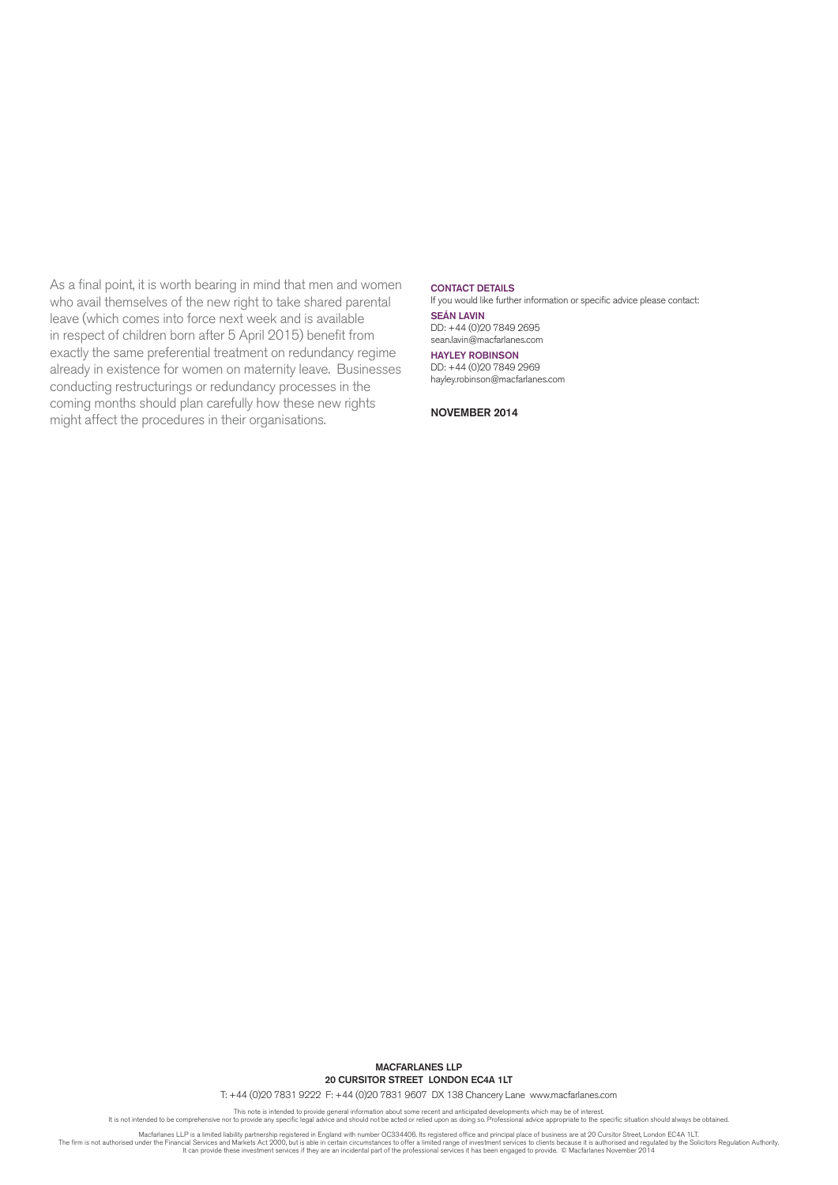As a final point, it is worth bearing in mind that men and women who avail themselves of the new right to take shared parental leave (which comes into force next week and is available in respect of children born after 5 April 2015) benefit from exactly the same preferential treatment on redundancy regime already in existence for women on maternity leave. Businesses conducting restructurings or redundancy processes in the coming months should plan carefully how these new rights might affect the procedures in their organisations.

**CONTACT DETAILS**

If you would like further information or specific advice please contact:

**SEÁN LAVIN**
DD: +44 (0)20 7849 2695
sean.lavin@macfarlanes.com

**HAYLEY ROBINSON**
DD: +44 (0)20 7849 2969
hayley.robinson@macfarlanes.com

**NOVEMBER 2014**

**MACFARLANES LLP**
**20 CURSITOR STREET LONDON EC4A 1LT**

T: +44 (0)20 7831 9222 F: +44 (0)20 7831 9607 DX 138 Chancery Lane www.macfarlanes.com

This note is intended to provide general information about some recent and anticipated developments which may be of interest.
It is not intended to be comprehensive nor to provide any specific legal advice and should not be acted or relied upon as doing so. Professional advice appropriate to the specific situation should always be obtained.

Macfarlanes LLP is a limited liability partnership registered in England with number OC334406. Its registered office and principal place of business are at 20 Cursitor Street, London EC4A 1LT.
The firm is not authorised under the Financial Services and Markets Act 2000, but is able in certain circumstances to offer a limited range of investment services to clients because it is authorised and regulated by the Solicitors Regulation Authority.
It can provide these investment services if they are an incidental part of the professional services it has been engaged to provide. © Macfarlanes November 2014